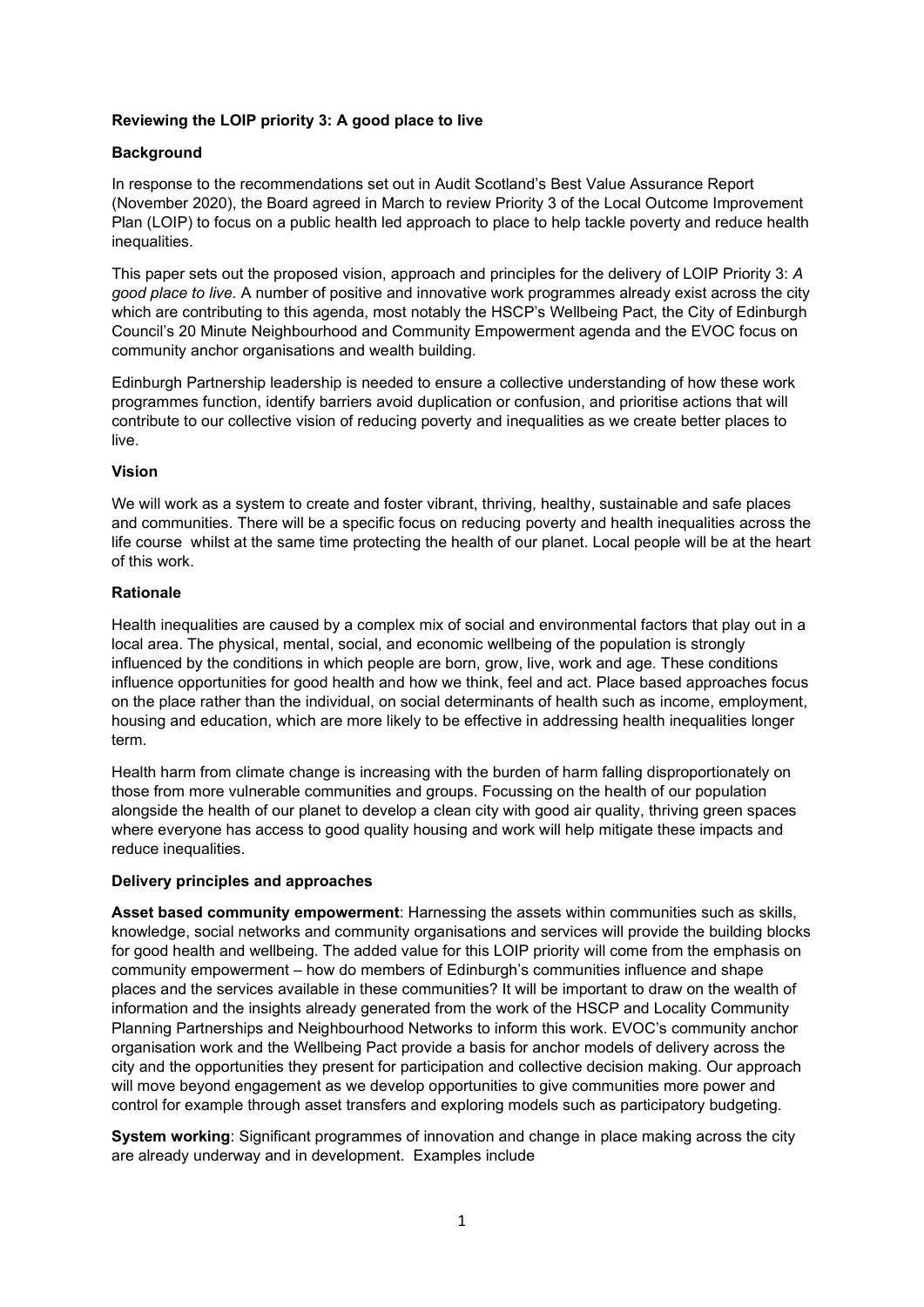**Reviewing the LOIP priority 3: A good place to live**

**Background**

In response to the recommendations set out in Audit Scotland's Best Value Assurance Report (November 2020), the Board agreed in March to review Priority 3 of the Local Outcome Improvement Plan (LOIP) to focus on a public health led approach to place to help tackle poverty and reduce health inequalities.

This paper sets out the proposed vision, approach and principles for the delivery of LOIP Priority 3: *A good place to live.* A number of positive and innovative work programmes already exist across the city which are contributing to this agenda, most notably the HSCP's Wellbeing Pact, the City of Edinburgh Council's 20 Minute Neighbourhood and Community Empowerment agenda and the EVOC focus on community anchor organisations and wealth building.

Edinburgh Partnership leadership is needed to ensure a collective understanding of how these work programmes function, identify barriers avoid duplication or confusion, and prioritise actions that will contribute to our collective vision of reducing poverty and inequalities as we create better places to live.

**Vision**

We will work as a system to create and foster vibrant, thriving, healthy, sustainable and safe places and communities. There will be a specific focus on reducing poverty and health inequalities across the life course whilst at the same time protecting the health of our planet. Local people will be at the heart of this work.

**Rationale**

Health inequalities are caused by a complex mix of social and environmental factors that play out in a local area. The physical, mental, social, and economic wellbeing of the population is strongly influenced by the conditions in which people are born, grow, live, work and age. These conditions influence opportunities for good health and how we think, feel and act. Place based approaches focus on the place rather than the individual, on social determinants of health such as income, employment, housing and education, which are more likely to be effective in addressing health inequalities longer term.

Health harm from climate change is increasing with the burden of harm falling disproportionately on those from more vulnerable communities and groups. Focussing on the health of our population alongside the health of our planet to develop a clean city with good air quality, thriving green spaces where everyone has access to good quality housing and work will help mitigate these impacts and reduce inequalities.

**Delivery principles and approaches**

**Asset based community empowerment**: Harnessing the assets within communities such as skills, knowledge, social networks and community organisations and services will provide the building blocks for good health and wellbeing. The added value for this LOIP priority will come from the emphasis on community empowerment – how do members of Edinburgh's communities influence and shape places and the services available in these communities? It will be important to draw on the wealth of information and the insights already generated from the work of the HSCP and Locality Community Planning Partnerships and Neighbourhood Networks to inform this work. EVOC's community anchor organisation work and the Wellbeing Pact provide a basis for anchor models of delivery across the city and the opportunities they present for participation and collective decision making. Our approach will move beyond engagement as we develop opportunities to give communities more power and control for example through asset transfers and exploring models such as participatory budgeting.

**System working**: Significant programmes of innovation and change in place making across the city are already underway and in development. Examples include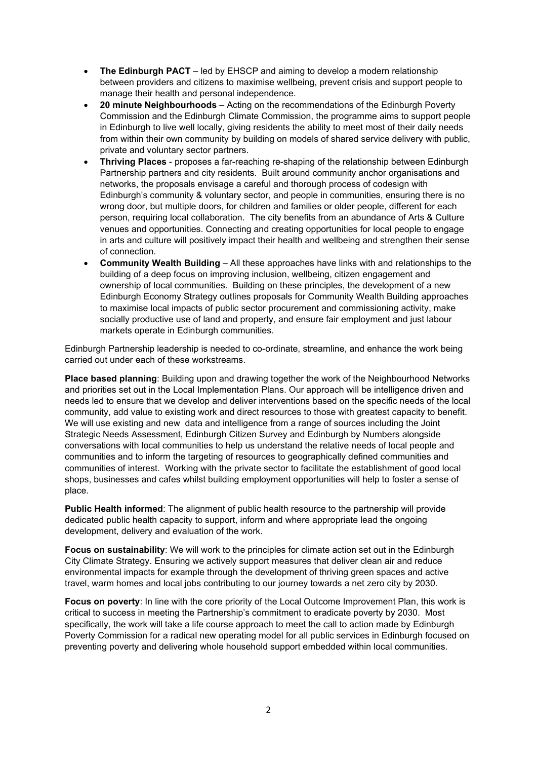- **The Edinburgh PACT** – led by EHSCP and aiming to develop a modern relationship between providers and citizens to maximise wellbeing, prevent crisis and support people to manage their health and personal independence.
- **20 minute Neighbourhoods** – Acting on the recommendations of the Edinburgh Poverty Commission and the Edinburgh Climate Commission, the programme aims to support people in Edinburgh to live well locally, giving residents the ability to meet most of their daily needs from within their own community by building on models of shared service delivery with public, private and voluntary sector partners.
- **Thriving Places** - proposes a far-reaching re-shaping of the relationship between Edinburgh Partnership partners and city residents. Built around community anchor organisations and networks, the proposals envisage a careful and thorough process of codesign with Edinburgh's community & voluntary sector, and people in communities, ensuring there is no wrong door, but multiple doors, for children and families or older people, different for each person, requiring local collaboration. The city benefits from an abundance of Arts & Culture venues and opportunities. Connecting and creating opportunities for local people to engage in arts and culture will positively impact their health and wellbeing and strengthen their sense of connection.
- **Community Wealth Building** – All these approaches have links with and relationships to the building of a deep focus on improving inclusion, wellbeing, citizen engagement and ownership of local communities. Building on these principles, the development of a new Edinburgh Economy Strategy outlines proposals for Community Wealth Building approaches to maximise local impacts of public sector procurement and commissioning activity, make socially productive use of land and property, and ensure fair employment and just labour markets operate in Edinburgh communities.

Edinburgh Partnership leadership is needed to co-ordinate, streamline, and enhance the work being carried out under each of these workstreams.

**Place based planning**: Building upon and drawing together the work of the Neighbourhood Networks and priorities set out in the Local Implementation Plans. Our approach will be intelligence driven and needs led to ensure that we develop and deliver interventions based on the specific needs of the local community, add value to existing work and direct resources to those with greatest capacity to benefit. We will use existing and new data and intelligence from a range of sources including the Joint Strategic Needs Assessment, Edinburgh Citizen Survey and Edinburgh by Numbers alongside conversations with local communities to help us understand the relative needs of local people and communities and to inform the targeting of resources to geographically defined communities and communities of interest. Working with the private sector to facilitate the establishment of good local shops, businesses and cafes whilst building employment opportunities will help to foster a sense of place.

**Public Health informed**: The alignment of public health resource to the partnership will provide dedicated public health capacity to support, inform and where appropriate lead the ongoing development, delivery and evaluation of the work.

**Focus on sustainability**: We will work to the principles for climate action set out in the Edinburgh City Climate Strategy. Ensuring we actively support measures that deliver clean air and reduce environmental impacts for example through the development of thriving green spaces and active travel, warm homes and local jobs contributing to our journey towards a net zero city by 2030.

**Focus on poverty**: In line with the core priority of the Local Outcome Improvement Plan, this work is critical to success in meeting the Partnership's commitment to eradicate poverty by 2030. Most specifically, the work will take a life course approach to meet the call to action made by Edinburgh Poverty Commission for a radical new operating model for all public services in Edinburgh focused on preventing poverty and delivering whole household support embedded within local communities.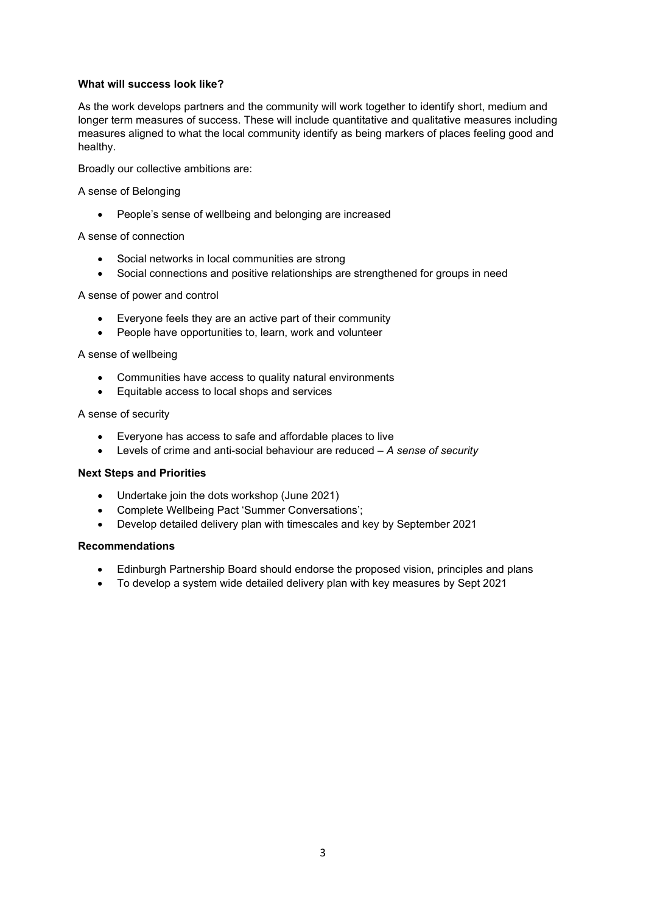**What will success look like?**

As the work develops partners and the community will work together to identify short, medium and longer term measures of success. These will include quantitative and qualitative measures including measures aligned to what the local community identify as being markers of places feeling good and healthy.

Broadly our collective ambitions are:

A sense of Belonging

- People's sense of wellbeing and belonging are increased

A sense of connection

- Social networks in local communities are strong
- Social connections and positive relationships are strengthened for groups in need

A sense of power and control

- Everyone feels they are an active part of their community
- People have opportunities to, learn, work and volunteer

A sense of wellbeing

- Communities have access to quality natural environments
- Equitable access to local shops and services

A sense of security

- Everyone has access to safe and affordable places to live
- Levels of crime and anti-social behaviour are reduced – *A sense of security*

**Next Steps and Priorities**

- Undertake join the dots workshop (June 2021)
- Complete Wellbeing Pact 'Summer Conversations';
- Develop detailed delivery plan with timescales and key by September 2021

**Recommendations**

- Edinburgh Partnership Board should endorse the proposed vision, principles and plans
- To develop a system wide detailed delivery plan with key measures by Sept 2021